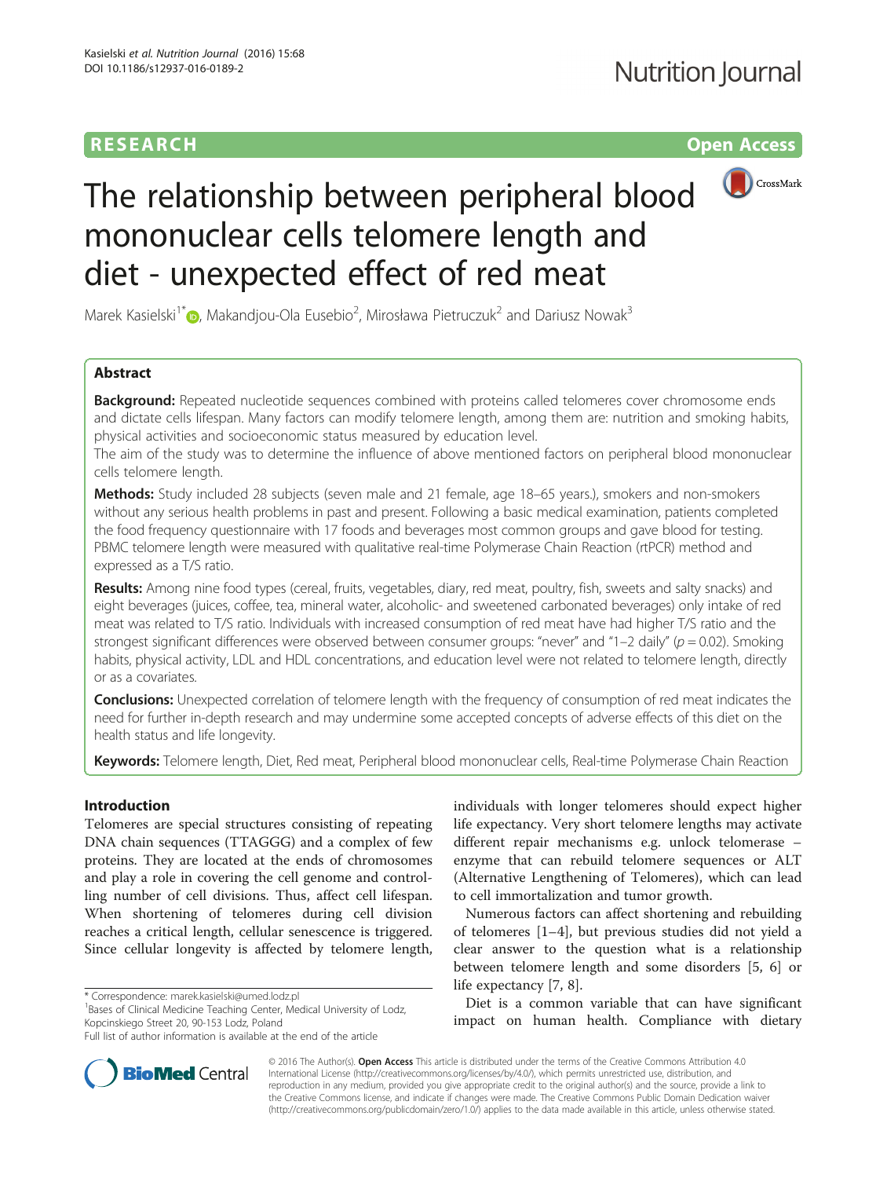RESEARCH Open Access

# The relationship between peripheral blood mononuclear cells telomere length and diet - unexpected effect of red meat

Marek Kasielski[1*], Makandjou-Ola Eusebio[2], Mirosława Pietruczuk[2] and Dariusz Nowak[3]

## Abstract

**Background:** Repeated nucleotide sequences combined with proteins called telomeres cover chromosome ends and dictate cells lifespan. Many factors can modify telomere length, among them are: nutrition and smoking habits, physical activities and socioeconomic status measured by education level.

The aim of the study was to determine the influence of above mentioned factors on peripheral blood mononuclear cells telomere length.

**Methods:** Study included 28 subjects (seven male and 21 female, age 18–65 years.), smokers and non-smokers without any serious health problems in past and present. Following a basic medical examination, patients completed the food frequency questionnaire with 17 foods and beverages most common groups and gave blood for testing. PBMC telomere length were measured with qualitative real-time Polymerase Chain Reaction (rtPCR) method and expressed as a T/S ratio.

**Results:** Among nine food types (cereal, fruits, vegetables, diary, red meat, poultry, fish, sweets and salty snacks) and eight beverages (juices, coffee, tea, mineral water, alcoholic- and sweetened carbonated beverages) only intake of red meat was related to T/S ratio. Individuals with increased consumption of red meat have had higher T/S ratio and the strongest significant differences were observed between consumer groups: "never" and "1–2 daily" ($p = 0.02$). Smoking habits, physical activity, LDL and HDL concentrations, and education level were not related to telomere length, directly or as a covariates.

**Conclusions:** Unexpected correlation of telomere length with the frequency of consumption of red meat indicates the need for further in-depth research and may undermine some accepted concepts of adverse effects of this diet on the health status and life longevity.

**Keywords:** Telomere length, Diet, Red meat, Peripheral blood mononuclear cells, Real-time Polymerase Chain Reaction

## Introduction

Telomeres are special structures consisting of repeating DNA chain sequences (TTAGGG) and a complex of few proteins. They are located at the ends of chromosomes and play a role in covering the cell genome and controlling number of cell divisions. Thus, affect cell lifespan. When shortening of telomeres during cell division reaches a critical length, cellular senescence is triggered. Since cellular longevity is affected by telomere length, individuals with longer telomeres should expect higher life expectancy. Very short telomere lengths may activate different repair mechanisms e.g. unlock telomerase – enzyme that can rebuild telomere sequences or ALT (Alternative Lengthening of Telomeres), which can lead to cell immortalization and tumor growth.

Numerous factors can affect shortening and rebuilding of telomeres [1–4], but previous studies did not yield a clear answer to the question what is a relationship between telomere length and some disorders [5, 6] or life expectancy [7, 8].

Diet is a common variable that can have significant impact on human health. Compliance with dietary

* Correspondence: marek.kasielski@umed.lodz.pl
[1]Bases of Clinical Medicine Teaching Center, Medical University of Lodz, Kopcinskiego Street 20, 90-153 Lodz, Poland
Full list of author information is available at the end of the article

© 2016 The Author(s). **Open Access** This article is distributed under the terms of the Creative Commons Attribution 4.0 International License (http://creativecommons.org/licenses/by/4.0/), which permits unrestricted use, distribution, and reproduction in any medium, provided you give appropriate credit to the original author(s) and the source, provide a link to the Creative Commons license, and indicate if changes were made. The Creative Commons Public Domain Dedication waiver (http://creativecommons.org/publicdomain/zero/1.0/) applies to the data made available in this article, unless otherwise stated.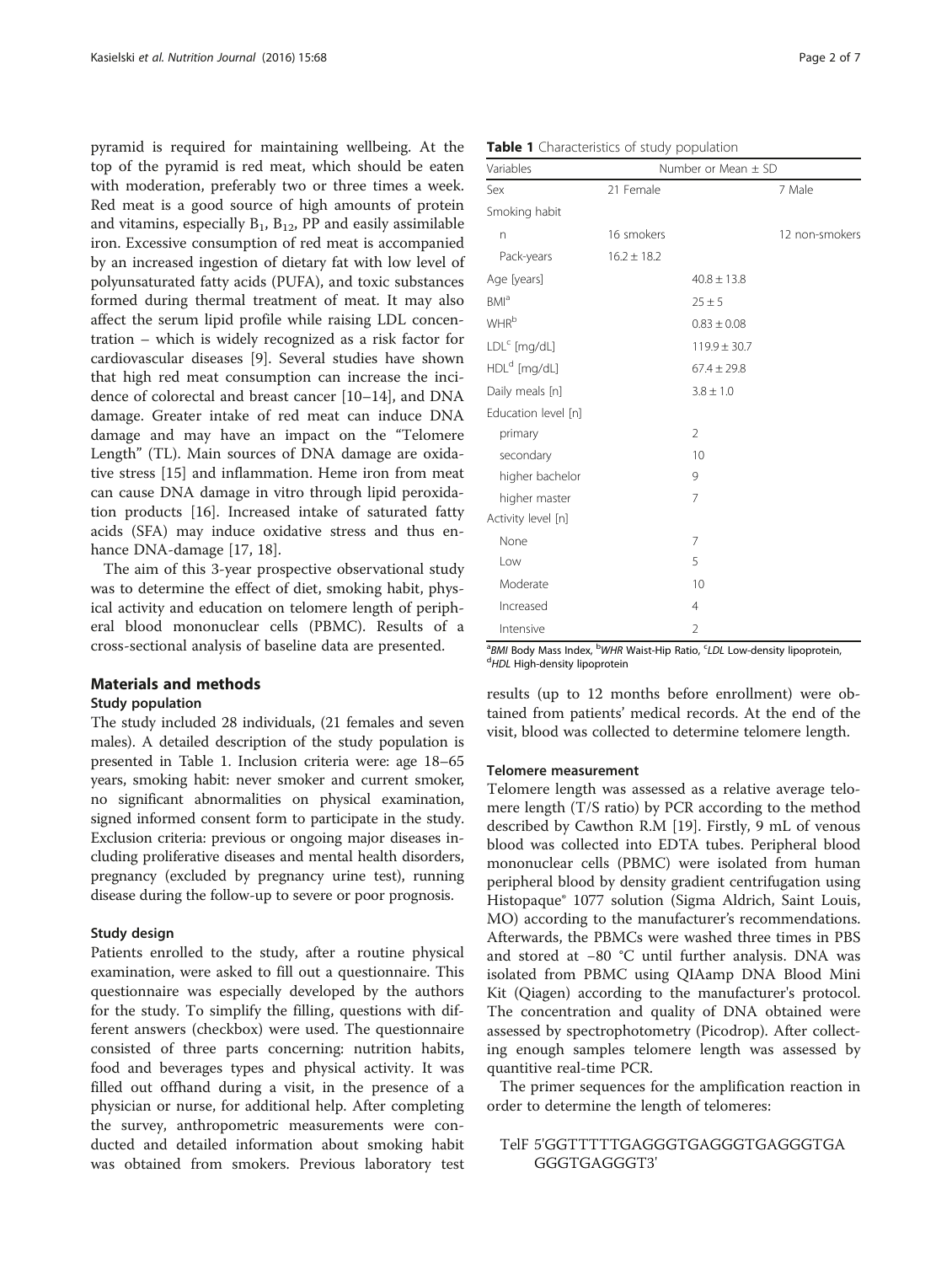pyramid is required for maintaining wellbeing. At the top of the pyramid is red meat, which should be eaten with moderation, preferably two or three times a week. Red meat is a good source of high amounts of protein and vitamins, especially $B_1$, $B_{12}$, PP and easily assimilable iron. Excessive consumption of red meat is accompanied by an increased ingestion of dietary fat with low level of polyunsaturated fatty acids (PUFA), and toxic substances formed during thermal treatment of meat. It may also affect the serum lipid profile while raising LDL concentration – which is widely recognized as a risk factor for cardiovascular diseases [9]. Several studies have shown that high red meat consumption can increase the incidence of colorectal and breast cancer [10–14], and DNA damage. Greater intake of red meat can induce DNA damage and may have an impact on the "Telomere Length" (TL). Main sources of DNA damage are oxidative stress [15] and inflammation. Heme iron from meat can cause DNA damage in vitro through lipid peroxidation products [16]. Increased intake of saturated fatty acids (SFA) may induce oxidative stress and thus enhance DNA-damage [17, 18].

The aim of this 3-year prospective observational study was to determine the effect of diet, smoking habit, physical activity and education on telomere length of peripheral blood mononuclear cells (PBMC). Results of a cross-sectional analysis of baseline data are presented.

## Materials and methods

### Study population

The study included 28 individuals, (21 females and seven males). A detailed description of the study population is presented in Table 1. Inclusion criteria were: age 18–65 years, smoking habit: never smoker and current smoker, no significant abnormalities on physical examination, signed informed consent form to participate in the study. Exclusion criteria: previous or ongoing major diseases including proliferative diseases and mental health disorders, pregnancy (excluded by pregnancy urine test), running disease during the follow-up to severe or poor prognosis.

### Study design

Patients enrolled to the study, after a routine physical examination, were asked to fill out a questionnaire. This questionnaire was especially developed by the authors for the study. To simplify the filling, questions with different answers (checkbox) were used. The questionnaire consisted of three parts concerning: nutrition habits, food and beverages types and physical activity. It was filled out offhand during a visit, in the presence of a physician or nurse, for additional help. After completing the survey, anthropometric measurements were conducted and detailed information about smoking habit was obtained from smokers. Previous laboratory test results (up to 12 months before enrollment) were obtained from patients' medical records. At the end of the visit, blood was collected to determine telomere length.

**Table 1** Characteristics of study population

| Variables | Number or Mean ± SD | | |
|---|---|---|---|
| Sex | 21 Female | | 7 Male |
| Smoking habit | | | |
| n | 16 smokers | | 12 non-smokers |
| Pack-years | 16.2 ± 18.2 | | |
| Age [years] | | 40.8 ± 13.8 | |
| BMI[a] | | 25 ± 5 | |
| WHR[b] | | 0.83 ± 0.08 | |
| LDL[c] [mg/dL] | | 119.9 ± 30.7 | |
| HDL[d] [mg/dL] | | 67.4 ± 29.8 | |
| Daily meals [n] | | 3.8 ± 1.0 | |
| Education level [n] | | | |
| primary | | 2 | |
| secondary | | 10 | |
| higher bachelor | | 9 | |
| higher master | | 7 | |
| Activity level [n] | | | |
| None | | 7 | |
| Low | | 5 | |
| Moderate | | 10 | |
| Increased | | 4 | |
| Intensive | | 2 | |

[a]*BMI* Body Mass Index, [b]*WHR* Waist-Hip Ratio, [c]*LDL* Low-density lipoprotein, [d]*HDL* High-density lipoprotein

### Telomere measurement

Telomere length was assessed as a relative average telomere length (T/S ratio) by PCR according to the method described by Cawthon R.M [19]. Firstly, 9 mL of venous blood was collected into EDTA tubes. Peripheral blood mononuclear cells (PBMC) were isolated from human peripheral blood by density gradient centrifugation using Histopaque® 1077 solution (Sigma Aldrich, Saint Louis, MO) according to the manufacturer's recommendations. Afterwards, the PBMCs were washed three times in PBS and stored at −80 °C until further analysis. DNA was isolated from PBMC using QIAamp DNA Blood Mini Kit (Qiagen) according to the manufacturer's protocol. The concentration and quality of DNA obtained were assessed by spectrophotometry (Picodrop). After collecting enough samples telomere length was assessed by quantitive real-time PCR.

The primer sequences for the amplification reaction in order to determine the length of telomeres:

TelF 5'GGTTTTTGAGGGTGAGGGTGAGGGTGAGGGTGAGGGT3'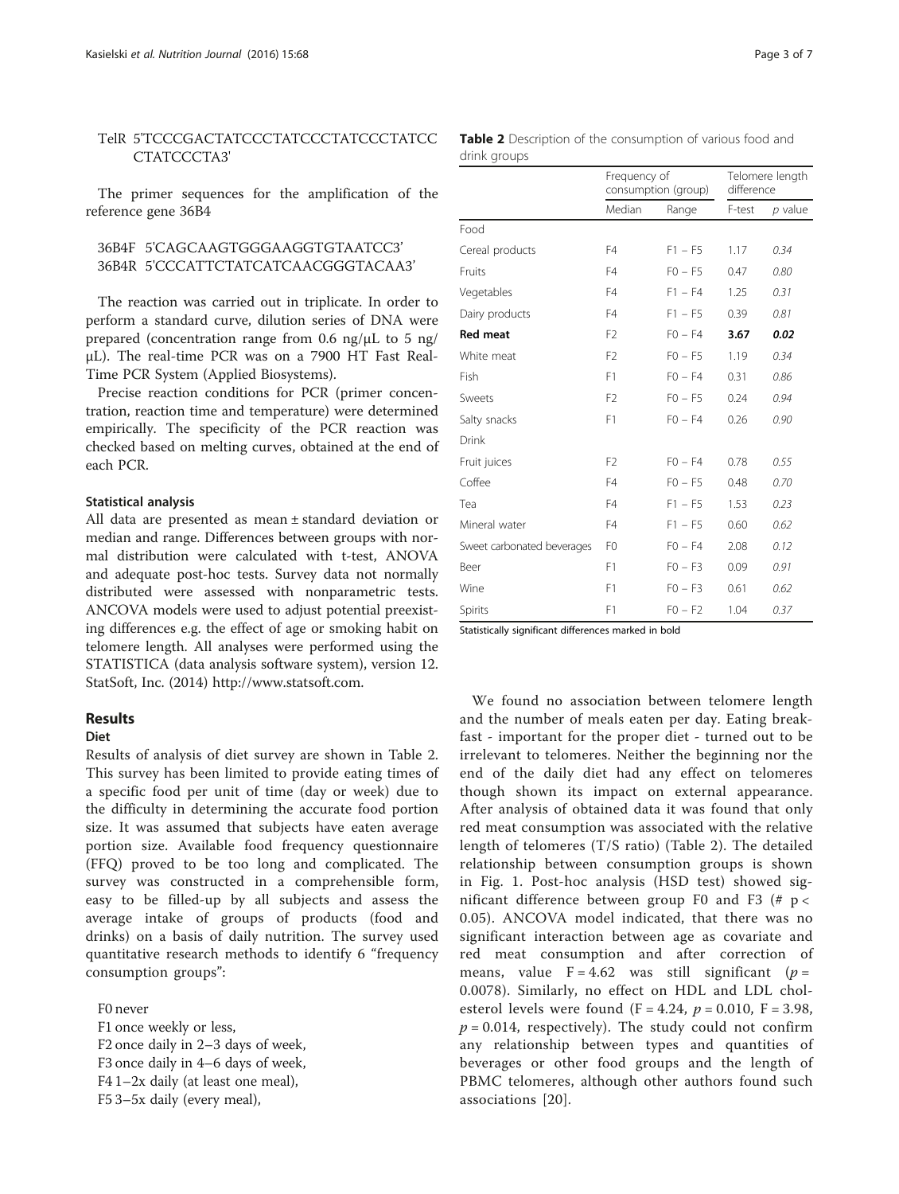TelR 5'TCCCGACTATCCCTATCCCTATCCCTATCCCTATCCCTA3'

The primer sequences for the amplification of the reference gene 36B4

36B4F 5'CAGCAAGTGGGAAGGTGTAATCC3'
36B4R 5'CCCATTCTATCATCAACGGGTACAA3'

The reaction was carried out in triplicate. In order to perform a standard curve, dilution series of DNA were prepared (concentration range from 0.6 ng/μL to 5 ng/μL). The real-time PCR was on a 7900 HT Fast Real-Time PCR System (Applied Biosystems).

Precise reaction conditions for PCR (primer concentration, reaction time and temperature) were determined empirically. The specificity of the PCR reaction was checked based on melting curves, obtained at the end of each PCR.

### Statistical analysis

All data are presented as mean ± standard deviation or median and range. Differences between groups with normal distribution were calculated with t-test, ANOVA and adequate post-hoc tests. Survey data not normally distributed were assessed with nonparametric tests. ANCOVA models were used to adjust potential preexisting differences e.g. the effect of age or smoking habit on telomere length. All analyses were performed using the STATISTICA (data analysis software system), version 12. StatSoft, Inc. (2014) http://www.statsoft.com.

## Results

### Diet

Results of analysis of diet survey are shown in Table 2. This survey has been limited to provide eating times of a specific food per unit of time (day or week) due to the difficulty in determining the accurate food portion size. It was assumed that subjects have eaten average portion size. Available food frequency questionnaire (FFQ) proved to be too long and complicated. The survey was constructed in a comprehensible form, easy to be filled-up by all subjects and assess the average intake of groups of products (food and drinks) on a basis of daily nutrition. The survey used quantitative research methods to identify 6 "frequency consumption groups":

F0 never
F1 once weekly or less,
F2 once daily in 2–3 days of week,
F3 once daily in 4–6 days of week,
F4 1–2x daily (at least one meal),
F5 3–5x daily (every meal),

**Table 2** Description of the consumption of various food and drink groups

| | Frequency of consumption (group) | | Telomere length difference | |
|---|---|---|---|---|
| | Median | Range | F-test | *p* value |
| Food | | | | |
| Cereal products | F4 | F1 – F5 | 1.17 | *0.34* |
| Fruits | F4 | F0 – F5 | 0.47 | *0.80* |
| Vegetables | F4 | F1 – F4 | 1.25 | *0.31* |
| Dairy products | F4 | F1 – F5 | 0.39 | *0.81* |
| **Red meat** | F2 | F0 – F4 | **3.67** | ***0.02*** |
| White meat | F2 | F0 – F5 | 1.19 | *0.34* |
| Fish | F1 | F0 – F4 | 0.31 | *0.86* |
| Sweets | F2 | F0 – F5 | 0.24 | *0.94* |
| Salty snacks | F1 | F0 – F4 | 0.26 | *0.90* |
| Drink | | | | |
| Fruit juices | F2 | F0 – F4 | 0.78 | *0.55* |
| Coffee | F4 | F0 – F5 | 0.48 | *0.70* |
| Tea | F4 | F1 – F5 | 1.53 | *0.23* |
| Mineral water | F4 | F1 – F5 | 0.60 | *0.62* |
| Sweet carbonated beverages | F0 | F0 – F4 | 2.08 | *0.12* |
| Beer | F1 | F0 – F3 | 0.09 | *0.91* |
| Wine | F1 | F0 – F3 | 0.61 | *0.62* |
| Spirits | F1 | F0 – F2 | 1.04 | *0.37* |

Statistically significant differences marked in bold

We found no association between telomere length and the number of meals eaten per day. Eating breakfast - important for the proper diet - turned out to be irrelevant to telomeres. Neither the beginning nor the end of the daily diet had any effect on telomeres though shown its impact on external appearance. After analysis of obtained data it was found that only red meat consumption was associated with the relative length of telomeres (T/S ratio) (Table 2). The detailed relationship between consumption groups is shown in Fig. 1. Post-hoc analysis (HSD test) showed significant difference between group F0 and F3 (# $p < 0.05$). ANCOVA model indicated, that there was no significant interaction between age as covariate and red meat consumption and after correction of means, value $F = 4.62$ was still significant ($p = 0.0078$). Similarly, no effect on HDL and LDL cholesterol levels were found ($F = 4.24$, $p = 0.010$, $F = 3.98$, $p = 0.014$, respectively). The study could not confirm any relationship between types and quantities of beverages or other food groups and the length of PBMC telomeres, although other authors found such associations [20].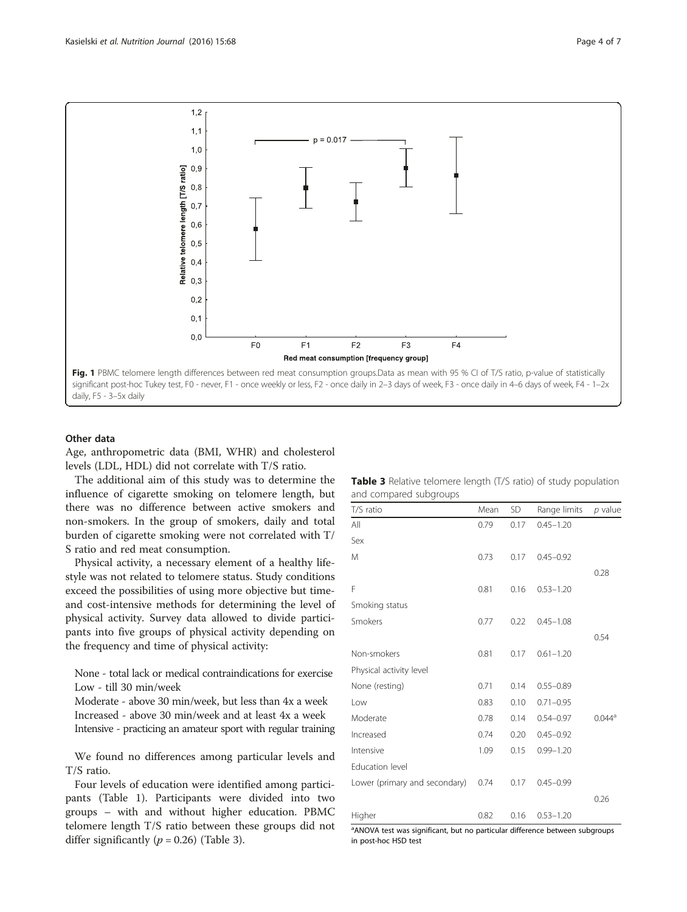1,2
1,1
1,0
0,9
0,8
0,7
0,6
0,5
0,4
0,3
0,2
0,1
0,0

Relative telomere length [T/S ratio]

p = 0.017

F0
F1
F2
F3
F4

Red meat consumption [frequency group]

**Fig. 1** PBMC telomere length differences between red meat consumption groups.Data as mean with 95 % CI of T/S ratio, p-value of statistically significant post-hoc Tukey test, F0 - never, F1 - once weekly or less, F2 - once daily in 2–3 days of week, F3 - once daily in 4–6 days of week, F4 - 1–2x daily, F5 - 3–5x daily

## Other data

Age, anthropometric data (BMI, WHR) and cholesterol levels (LDL, HDL) did not correlate with T/S ratio.

The additional aim of this study was to determine the influence of cigarette smoking on telomere length, but there was no difference between active smokers and non-smokers. In the group of smokers, daily and total burden of cigarette smoking were not correlated with T/S ratio and red meat consumption.

Physical activity, a necessary element of a healthy lifestyle was not related to telomere status. Study conditions exceed the possibilities of using more objective but time- and cost-intensive methods for determining the level of physical activity. Survey data allowed to divide participants into five groups of physical activity depending on the frequency and time of physical activity:

None - total lack or medical contraindications for exercise
Low - till 30 min/week
Moderate - above 30 min/week, but less than 4x a week
Increased - above 30 min/week and at least 4x a week
Intensive - practicing an amateur sport with regular training

We found no differences among particular levels and T/S ratio.

Four levels of education were identified among participants (Table 1). Participants were divided into two groups – with and without higher education. PBMC telomere length T/S ratio between these groups did not differ significantly ($p = 0.26$) (Table 3).

**Table 3** Relative telomere length (T/S ratio) of study population and compared subgroups

| T/S ratio | Mean | SD | Range limits | *p* value |
|---|---|---|---|---|
| All | 0.79 | 0.17 | 0.45–1.20 | |
| Sex | | | | |
| M | 0.73 | 0.17 | 0.45–0.92 | |
| | | | | 0.28 |
| F | 0.81 | 0.16 | 0.53–1.20 | |
| Smoking status | | | | |
| Smokers | 0.77 | 0.22 | 0.45–1.08 | |
| | | | | 0.54 |
| Non-smokers | 0.81 | 0.17 | 0.61–1.20 | |
| Physical activity level | | | | |
| None (resting) | 0.71 | 0.14 | 0.55–0.89 | |
| Low | 0.83 | 0.10 | 0.71–0.95 | |
| Moderate | 0.78 | 0.14 | 0.54–0.97 | 0.044[a] |
| Increased | 0.74 | 0.20 | 0.45–0.92 | |
| Intensive | 1.09 | 0.15 | 0.99–1.20 | |
| Education level | | | | |
| Lower (primary and secondary) | 0.74 | 0.17 | 0.45–0.99 | |
| | | | | 0.26 |
| Higher | 0.82 | 0.16 | 0.53–1.20 | |

[a]ANOVA test was significant, but no particular difference between subgroups in post-hoc HSD test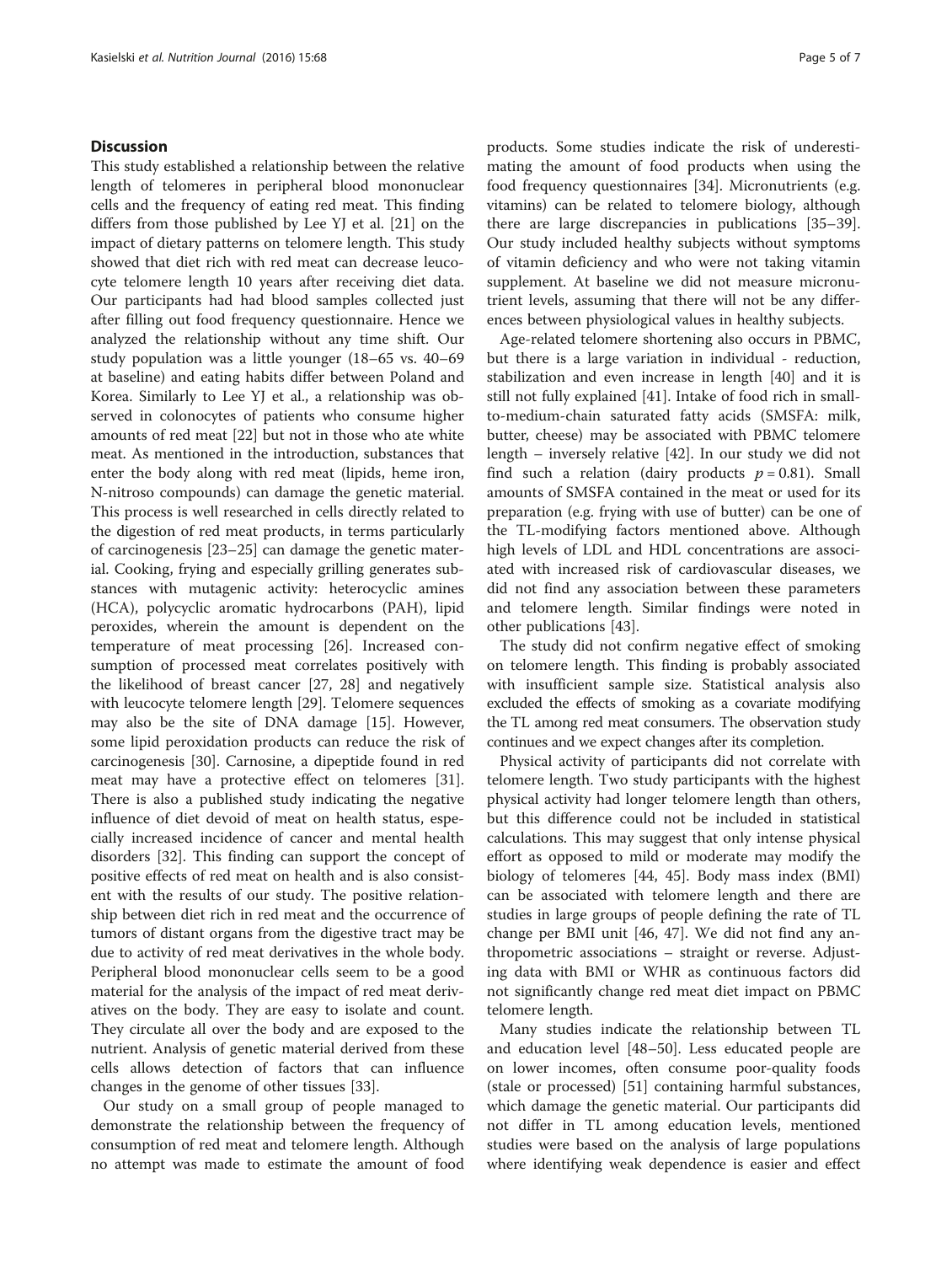## Discussion

This study established a relationship between the relative length of telomeres in peripheral blood mononuclear cells and the frequency of eating red meat. This finding differs from those published by Lee YJ et al. [21] on the impact of dietary patterns on telomere length. This study showed that diet rich with red meat can decrease leucocyte telomere length 10 years after receiving diet data. Our participants had had blood samples collected just after filling out food frequency questionnaire. Hence we analyzed the relationship without any time shift. Our study population was a little younger (18–65 vs. 40–69 at baseline) and eating habits differ between Poland and Korea. Similarly to Lee YJ et al., a relationship was observed in colonocytes of patients who consume higher amounts of red meat [22] but not in those who ate white meat. As mentioned in the introduction, substances that enter the body along with red meat (lipids, heme iron, N-nitroso compounds) can damage the genetic material. This process is well researched in cells directly related to the digestion of red meat products, in terms particularly of carcinogenesis [23–25] can damage the genetic material. Cooking, frying and especially grilling generates substances with mutagenic activity: heterocyclic amines (HCA), polycyclic aromatic hydrocarbons (PAH), lipid peroxides, wherein the amount is dependent on the temperature of meat processing [26]. Increased consumption of processed meat correlates positively with the likelihood of breast cancer [27, 28] and negatively with leucocyte telomere length [29]. Telomere sequences may also be the site of DNA damage [15]. However, some lipid peroxidation products can reduce the risk of carcinogenesis [30]. Carnosine, a dipeptide found in red meat may have a protective effect on telomeres [31]. There is also a published study indicating the negative influence of diet devoid of meat on health status, especially increased incidence of cancer and mental health disorders [32]. This finding can support the concept of positive effects of red meat on health and is also consistent with the results of our study. The positive relationship between diet rich in red meat and the occurrence of tumors of distant organs from the digestive tract may be due to activity of red meat derivatives in the whole body. Peripheral blood mononuclear cells seem to be a good material for the analysis of the impact of red meat derivatives on the body. They are easy to isolate and count. They circulate all over the body and are exposed to the nutrient. Analysis of genetic material derived from these cells allows detection of factors that can influence changes in the genome of other tissues [33].

Our study on a small group of people managed to demonstrate the relationship between the frequency of consumption of red meat and telomere length. Although no attempt was made to estimate the amount of food products. Some studies indicate the risk of underestimating the amount of food products when using the food frequency questionnaires [34]. Micronutrients (e.g. vitamins) can be related to telomere biology, although there are large discrepancies in publications [35–39]. Our study included healthy subjects without symptoms of vitamin deficiency and who were not taking vitamin supplement. At baseline we did not measure micronutrient levels, assuming that there will not be any differences between physiological values in healthy subjects.

Age-related telomere shortening also occurs in PBMC, but there is a large variation in individual - reduction, stabilization and even increase in length [40] and it is still not fully explained [41]. Intake of food rich in small-to-medium-chain saturated fatty acids (SMSFA: milk, butter, cheese) may be associated with PBMC telomere length – inversely relative [42]. In our study we did not find such a relation (dairy products $p = 0.81$). Small amounts of SMSFA contained in the meat or used for its preparation (e.g. frying with use of butter) can be one of the TL-modifying factors mentioned above. Although high levels of LDL and HDL concentrations are associated with increased risk of cardiovascular diseases, we did not find any association between these parameters and telomere length. Similar findings were noted in other publications [43].

The study did not confirm negative effect of smoking on telomere length. This finding is probably associated with insufficient sample size. Statistical analysis also excluded the effects of smoking as a covariate modifying the TL among red meat consumers. The observation study continues and we expect changes after its completion.

Physical activity of participants did not correlate with telomere length. Two study participants with the highest physical activity had longer telomere length than others, but this difference could not be included in statistical calculations. This may suggest that only intense physical effort as opposed to mild or moderate may modify the biology of telomeres [44, 45]. Body mass index (BMI) can be associated with telomere length and there are studies in large groups of people defining the rate of TL change per BMI unit [46, 47]. We did not find any anthropometric associations – straight or reverse. Adjusting data with BMI or WHR as continuous factors did not significantly change red meat diet impact on PBMC telomere length.

Many studies indicate the relationship between TL and education level [48–50]. Less educated people are on lower incomes, often consume poor-quality foods (stale or processed) [51] containing harmful substances, which damage the genetic material. Our participants did not differ in TL among education levels, mentioned studies were based on the analysis of large populations where identifying weak dependence is easier and effect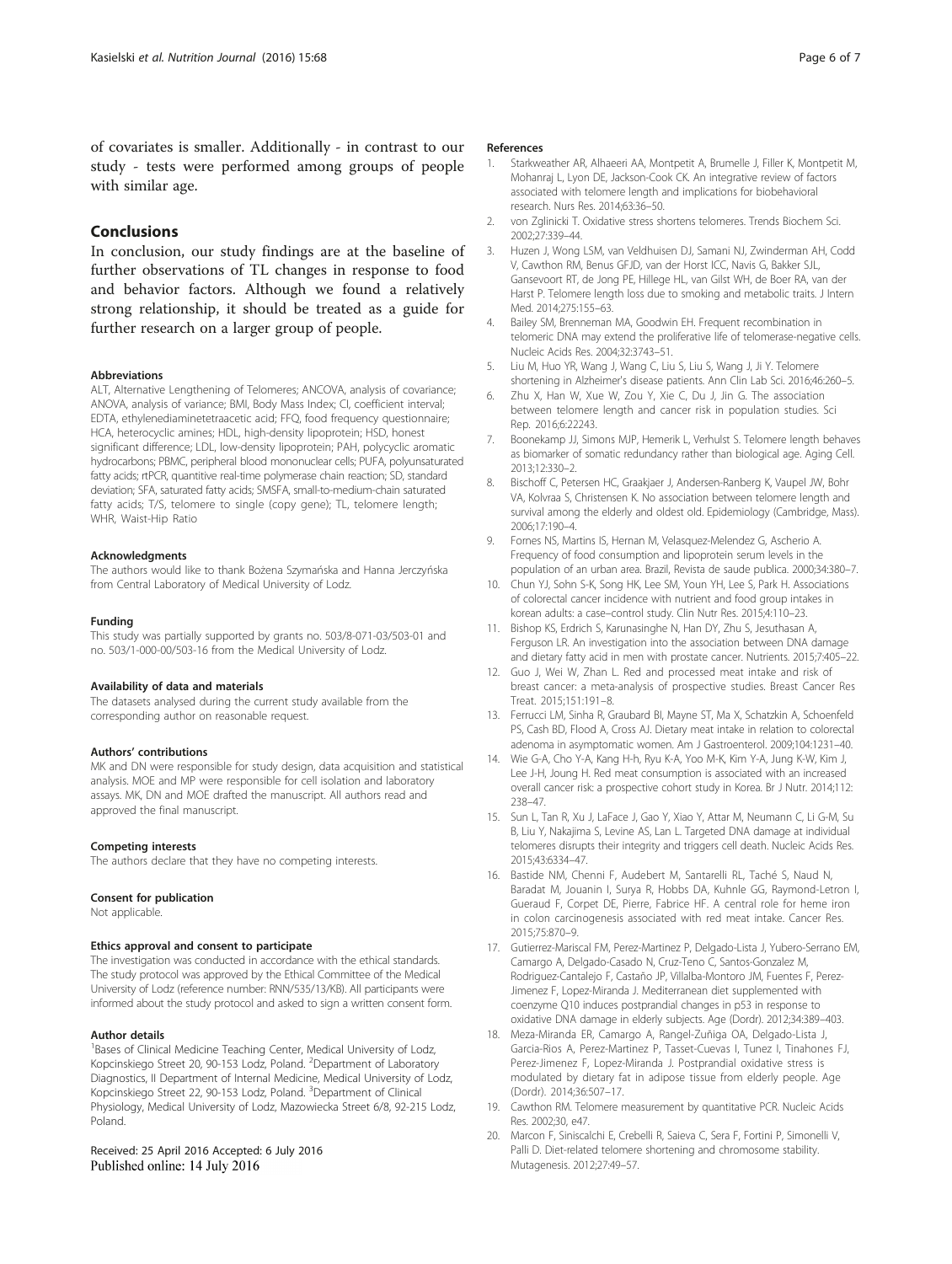of covariates is smaller. Additionally - in contrast to our study - tests were performed among groups of people with similar age.

## Conclusions

In conclusion, our study findings are at the baseline of further observations of TL changes in response to food and behavior factors. Although we found a relatively strong relationship, it should be treated as a guide for further research on a larger group of people.

#### Abbreviations

ALT, Alternative Lengthening of Telomeres; ANCOVA, analysis of covariance; ANOVA, analysis of variance; BMI, Body Mass Index; CI, coefficient interval; EDTA, ethylenediaminetetraacetic acid; FFQ, food frequency questionnaire; HCA, heterocyclic amines; HDL, high-density lipoprotein; HSD, honest significant difference; LDL, low-density lipoprotein; PAH, polycyclic aromatic hydrocarbons; PBMC, peripheral blood mononuclear cells; PUFA, polyunsaturated fatty acids; rtPCR, quantitive real-time polymerase chain reaction; SD, standard deviation; SFA, saturated fatty acids; SMSFA, small-to-medium-chain saturated fatty acids; T/S, telomere to single (copy gene); TL, telomere length; WHR, Waist-Hip Ratio

#### Acknowledgments

The authors would like to thank Bożena Szymańska and Hanna Jerczyńska from Central Laboratory of Medical University of Lodz.

#### Funding

This study was partially supported by grants no. 503/8-071-03/503-01 and no. 503/1-000-00/503-16 from the Medical University of Lodz.

#### Availability of data and materials

The datasets analysed during the current study available from the corresponding author on reasonable request.

#### Authors' contributions

MK and DN were responsible for study design, data acquisition and statistical analysis. MOE and MP were responsible for cell isolation and laboratory assays. MK, DN and MOE drafted the manuscript. All authors read and approved the final manuscript.

#### Competing interests

The authors declare that they have no competing interests.

#### Consent for publication

Not applicable.

#### Ethics approval and consent to participate

The investigation was conducted in accordance with the ethical standards. The study protocol was approved by the Ethical Committee of the Medical University of Lodz (reference number: RNN/535/13/KB). All participants were informed about the study protocol and asked to sign a written consent form.

#### Author details

[1]Bases of Clinical Medicine Teaching Center, Medical University of Lodz, Kopcinskiego Street 20, 90-153 Lodz, Poland. [2]Department of Laboratory Diagnostics, II Department of Internal Medicine, Medical University of Lodz, Kopcinskiego Street 22, 90-153 Lodz, Poland. [3]Department of Clinical Physiology, Medical University of Lodz, Mazowiecka Street 6/8, 92-215 Lodz, Poland.

Received: 25 April 2016 Accepted: 6 July 2016
Published online: 14 July 2016

#### References

1. Starkweather AR, Alhaeeri AA, Montpetit A, Brumelle J, Filler K, Montpetit M, Mohanraj L, Lyon DE, Jackson-Cook CK. An integrative review of factors associated with telomere length and implications for biobehavioral research. Nurs Res. 2014;63:36–50.
2. von Zglinicki T. Oxidative stress shortens telomeres. Trends Biochem Sci. 2002;27:339–44.
3. Huzen J, Wong LSM, van Veldhuisen DJ, Samani NJ, Zwinderman AH, Codd V, Cawthon RM, Benus GFJD, van der Horst ICC, Navis G, Bakker SJL, Gansevoort RT, de Jong PE, Hillege HL, van Gilst WH, de Boer RA, van der Harst P. Telomere length loss due to smoking and metabolic traits. J Intern Med. 2014;275:155–63.
4. Bailey SM, Brenneman MA, Goodwin EH. Frequent recombination in telomeric DNA may extend the proliferative life of telomerase-negative cells. Nucleic Acids Res. 2004;32:3743–51.
5. Liu M, Huo YR, Wang J, Wang C, Liu S, Liu S, Wang J, Ji Y. Telomere shortening in Alzheimer's disease patients. Ann Clin Lab Sci. 2016;46:260–5.
6. Zhu X, Han W, Xue W, Zou Y, Xie C, Du J, Jin G. The association between telomere length and cancer risk in population studies. Sci Rep. 2016;6:22243.
7. Boonekamp JJ, Simons MJP, Hemerik L, Verhulst S. Telomere length behaves as biomarker of somatic redundancy rather than biological age. Aging Cell. 2013;12:330–2.
8. Bischoff C, Petersen HC, Graakjaer J, Andersen-Ranberg K, Vaupel JW, Bohr VA, Kolvraa S, Christensen K. No association between telomere length and survival among the elderly and oldest old. Epidemiology (Cambridge, Mass). 2006;17:190–4.
9. Fornes NS, Martins IS, Hernan M, Velasquez-Melendez G, Ascherio A. Frequency of food consumption and lipoprotein serum levels in the population of an urban area. Brazil, Revista de saude publica. 2000;34:380–7.
10. Chun YJ, Sohn S-K, Song HK, Lee SM, Youn YH, Lee S, Park H. Associations of colorectal cancer incidence with nutrient and food group intakes in korean adults: a case–control study. Clin Nutr Res. 2015;4:110–23.
11. Bishop KS, Erdrich S, Karunasinghe N, Han DY, Zhu S, Jesuthasan A, Ferguson LR. An investigation into the association between DNA damage and dietary fatty acid in men with prostate cancer. Nutrients. 2015;7:405–22.
12. Guo J, Wei W, Zhan L. Red and processed meat intake and risk of breast cancer: a meta-analysis of prospective studies. Breast Cancer Res Treat. 2015;151:191–8.
13. Ferrucci LM, Sinha R, Graubard BI, Mayne ST, Ma X, Schatzkin A, Schoenfeld PS, Cash BD, Flood A, Cross AJ. Dietary meat intake in relation to colorectal adenoma in asymptomatic women. Am J Gastroenterol. 2009;104:1231–40.
14. Wie G-A, Cho Y-A, Kang H-h, Ryu K-A, Yoo M-K, Kim Y-A, Jung K-W, Kim J, Lee J-H, Joung H. Red meat consumption is associated with an increased overall cancer risk: a prospective cohort study in Korea. Br J Nutr. 2014;112: 238–47.
15. Sun L, Tan R, Xu J, LaFace J, Gao Y, Xiao Y, Attar M, Neumann C, Li G-M, Su B, Liu Y, Nakajima S, Levine AS, Lan L. Targeted DNA damage at individual telomeres disrupts their integrity and triggers cell death. Nucleic Acids Res. 2015;43:6334–47.
16. Bastide NM, Chenni F, Audebert M, Santarelli RL, Taché S, Naud N, Baradat M, Jouanin I, Surya R, Hobbs DA, Kuhnle GG, Raymond-Letron I, Gueraud F, Corpet DE, Pierre, Fabrice HF. A central role for heme iron in colon carcinogenesis associated with red meat intake. Cancer Res. 2015;75:870–9.
17. Gutierrez-Mariscal FM, Perez-Martinez P, Delgado-Lista J, Yubero-Serrano EM, Camargo A, Delgado-Casado N, Cruz-Teno C, Santos-Gonzalez M, Rodriguez-Cantalejo F, Castaño JP, Villalba-Montoro JM, Fuentes F, Perez-Jimenez F, Lopez-Miranda J. Mediterranean diet supplemented with coenzyme Q10 induces postprandial changes in p53 in response to oxidative DNA damage in elderly subjects. Age (Dordr). 2012;34:389–403.
18. Meza-Miranda ER, Camargo A, Rangel-Zuñiga OA, Delgado-Lista J, Garcia-Rios A, Perez-Martinez P, Tasset-Cuevas I, Tunez I, Tinahones FJ, Perez-Jimenez F, Lopez-Miranda J. Postprandial oxidative stress is modulated by dietary fat in adipose tissue from elderly people. Age (Dordr). 2014;36:507–17.
19. Cawthon RM. Telomere measurement by quantitative PCR. Nucleic Acids Res. 2002;30, e47.
20. Marcon F, Siniscalchi E, Crebelli R, Saieva C, Sera F, Fortini P, Simonelli V, Palli D. Diet-related telomere shortening and chromosome stability. Mutagenesis. 2012;27:49–57.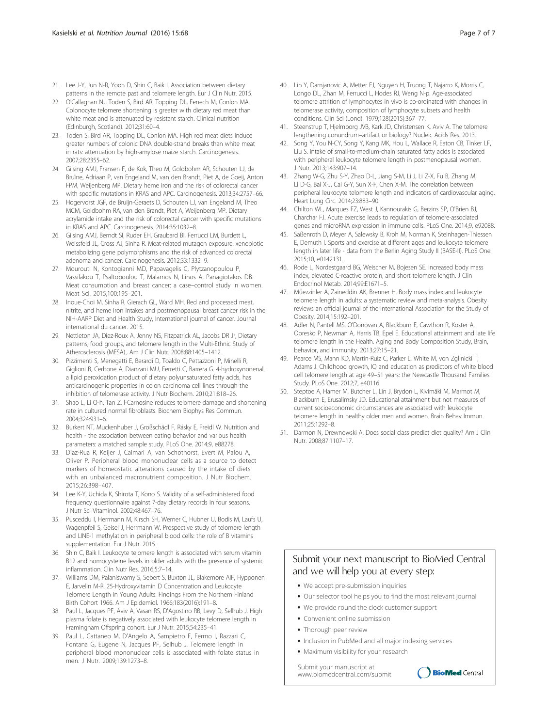21. Lee J-Y, Jun N-R, Yoon D, Shin C, Baik I. Association between dietary patterns in the remote past and telomere length. Eur J Clin Nutr. 2015.
22. O'Callaghan NJ, Toden S, Bird AR, Topping DL, Fenech M, Conlon MA. Colonocyte telomere shortening is greater with dietary red meat than white meat and is attenuated by resistant starch. Clinical nutrition (Edinburgh, Scotland). 2012;31:60–4.
23. Toden S, Bird AR, Topping DL, Conlon MA. High red meat diets induce greater numbers of colonic DNA double-strand breaks than white meat in rats: attenuation by high-amylose maize starch. Carcinogenesis. 2007;28:2355–62.
24. Gilsing AMJ, Fransen F, de Kok, Theo M, Goldbohm AR, Schouten LJ, de Bruïne, Adriaan P, van Engeland M, van den Brandt, Piet A, de Goeij, Anton FPM, Weijenberg MP. Dietary heme iron and the risk of colorectal cancer with specific mutations in KRAS and APC. Carcinogenesis. 2013;34:2757–66.
25. Hogervorst JGF, de Bruijn-Geraets D, Schouten LJ, van Engeland M, Theo MCM, Goldbohm RA, van den Brandt, Piet A, Weijenberg MP. Dietary acrylamide intake and the risk of colorectal cancer with specific mutations in KRAS and APC. Carcinogenesis. 2014;35:1032–8.
26. Gilsing AMJ, Berndt SI, Ruder EH, Graubard BI, Ferrucci LM, Burdett L, Weissfeld JL, Cross AJ, Sinha R. Meat-related mutagen exposure, xenobiotic metabolizing gene polymorphisms and the risk of advanced colorectal adenoma and cancer. Carcinogenesis. 2012;33:1332–9.
27. Mourouti N, Kontogianni MD, Papavagelis C, Plytzanopoulou P, Vassilakou T, Psaltopoulou T, Malamos N, Linos A, Panagiotakos DB. Meat consumption and breast cancer: a case–control study in women. Meat Sci. 2015;100:195–201.
28. Inoue-Choi M, Sinha R, Gierach GL, Ward MH. Red and processed meat, nitrite, and heme iron intakes and postmenopausal breast cancer risk in the NIH-AARP Diet and Health Study, International journal of cancer. Journal international du cancer. 2015.
29. Nettleton JA, Diez-Roux A, Jenny NS, Fitzpatrick AL, Jacobs DR Jr, Dietary patterns, food groups, and telomere length in the Multi-Ethnic Study of Atherosclerosis (MESA)., Am J Clin Nutr. 2008;88:1405–1412.
30. Pizzimenti S, Menegatti E, Berardi D, Toaldo C, Pettazzoni P, Minelli R, Giglioni B, Cerbone A, Dianzani MU, Ferretti C, Barrera G. 4-hydroxynonenal, a lipid peroxidation product of dietary polyunsaturated fatty acids, has anticarcinogenic properties in colon carcinoma cell lines through the inhibition of telomerase activity. J Nutr Biochem. 2010;21:818–26.
31. Shao L, Li Q-h, Tan Z. l-Carnosine reduces telomere damage and shortening rate in cultured normal fibroblasts. Biochem Biophys Res Commun. 2004;324:931–6.
32. Burkert NT, Muckenhuber J, Großschädl F, Rásky E, Freidl W. Nutrition and health - the association between eating behavior and various health parameters: a matched sample study. PLoS One. 2014;9, e88278.
33. Diaz-Rua R, Keijer J, Caimari A, van Schothorst, Evert M, Palou A, Oliver P. Peripheral blood mononuclear cells as a source to detect markers of homeostatic alterations caused by the intake of diets with an unbalanced macronutrient composition. J Nutr Biochem. 2015;26:398–407.
34. Lee K-Y, Uchida K, Shirota T, Kono S. Validity of a self-administered food frequency questionnaire against 7-day dietary records in four seasons. J Nutr Sci Vitaminol. 2002;48:467–76.
35. Pusceddu I, Herrmann M, Kirsch SH, Werner C, Hubner U, Bodis M, Laufs U, Wagenpfeil S, Geisel J, Herrmann W. Prospective study of telomere length and LINE-1 methylation in peripheral blood cells: the role of B vitamins supplementation. Eur J Nutr. 2015.
36. Shin C, Baik I. Leukocyte telomere length is associated with serum vitamin B12 and homocysteine levels in older adults with the presence of systemic inflammation. Clin Nutr Res. 2016;5:7–14.
37. Williams DM, Palaniswamy S, Sebert S, Buxton JL, Blakemore AIF, Hypponen E, Jarvelin M-R. 25-Hydroxyvitamin D Concentration and Leukocyte Telomere Length in Young Adults: Findings From the Northern Finland Birth Cohort 1966. Am J Epidemiol. 1966;183(2016):191–8.
38. Paul L, Jacques PF, Aviv A, Vasan RS, D'Agostino RB, Levy D, Selhub J. High plasma folate is negatively associated with leukocyte telomere length in Framingham Offspring cohort. Eur J Nutr. 2015;54:235–41.
39. Paul L, Cattaneo M, D'Angelo A, Sampietro F, Fermo I, Razzari C, Fontana G, Eugene N, Jacques PF, Selhub J. Telomere length in peripheral blood mononuclear cells is associated with folate status in men. J Nutr. 2009;139:1273–8.
40. Lin Y, Damjanovic A, Metter EJ, Nguyen H, Truong T, Najarro K, Morris C, Longo DL, Zhan M, Ferrucci L, Hodes RJ, Weng N-p. Age-associated telomere attrition of lymphocytes in vivo is co-ordinated with changes in telomerase activity, composition of lymphocyte subsets and health conditions. Clin Sci (Lond). 1979;128(2015):367–77.
41. Steenstrup T, Hjelmborg JVB, Kark JD, Christensen K, Aviv A. The telomere lengthening conundrum–artifact or biology? Nucleic Acids Res. 2013.
42. Song Y, You N-CY, Song Y, Kang MK, Hou L, Wallace R, Eaton CB, Tinker LF, Liu S. Intake of small-to-medium-chain saturated fatty acids is associated with peripheral leukocyte telomere length in postmenopausal women. J Nutr. 2013;143:907–14.
43. Zhang W-G, Zhu S-Y, Zhao D-L, Jiang S-M, Li J, Li Z-X, Fu B, Zhang M, Li D-G, Bai X-J, Cai G-Y, Sun X-F, Chen X-M. The correlation between peripheral leukocyte telomere length and indicators of cardiovascular aging. Heart Lung Circ. 2014;23:883–90.
44. Chilton WL, Marques FZ, West J, Kannourakis G, Berzins SP, O'Brien BJ, Charchar FJ. Acute exercise leads to regulation of telomere-associated genes and microRNA expression in immune cells. PLoS One. 2014;9, e92088.
45. Saßenroth D, Meyer A, Salewsky B, Kroh M, Norman K, Steinhagen-Thiessen E, Demuth I. Sports and exercise at different ages and leukocyte telomere length in later life - data from the Berlin Aging Study II (BASE-II). PLoS One. 2015;10, e0142131.
46. Rode L, Nordestgaard BG, Weischer M, Bojesen SE. Increased body mass index, elevated C-reactive protein, and short telomere length. J Clin Endocrinol Metab. 2014;99:E1671–5.
47. Müezzinler A, Zaineddin AK, Brenner H. Body mass index and leukocyte telomere length in adults: a systematic review and meta-analysis. Obesity reviews an official journal of the International Association for the Study of Obesity. 2014;15:192–201.
48. Adler N, Pantell MS, O'Donovan A, Blackburn E, Cawthon R, Koster A, Opresko P, Newman A, Harris TB, Epel E. Educational attainment and late life telomere length in the Health. Aging and Body Composition Study, Brain, behavior, and immunity. 2013;27:15–21.
49. Pearce MS, Mann KD, Martin-Ruiz C, Parker L, White M, von Zglinicki T, Adams J. Childhood growth, IQ and education as predictors of white blood cell telomere length at age 49–51 years: the Newcastle Thousand Families Study. PLoS One. 2012;7, e40116.
50. Steptoe A, Hamer M, Butcher L, Lin J, Brydon L, Kivimäki M, Marmot M, Blackburn E, Erusalimsky JD. Educational attainment but not measures of current socioeconomic circumstances are associated with leukocyte telomere length in healthy older men and women. Brain Behav Immun. 2011;25:1292–8.
51. Darmon N, Drewnowski A. Does social class predict diet quality? Am J Clin Nutr. 2008;87:1107–17.

Submit your next manuscript to BioMed Central and we will help you at every step:

- We accept pre-submission inquiries
- Our selector tool helps you to find the most relevant journal
- We provide round the clock customer support
- Convenient online submission
- Thorough peer review
- Inclusion in PubMed and all major indexing services
- Maximum visibility for your research

Submit your manuscript at www.biomedcentral.com/submit

BioMed Central